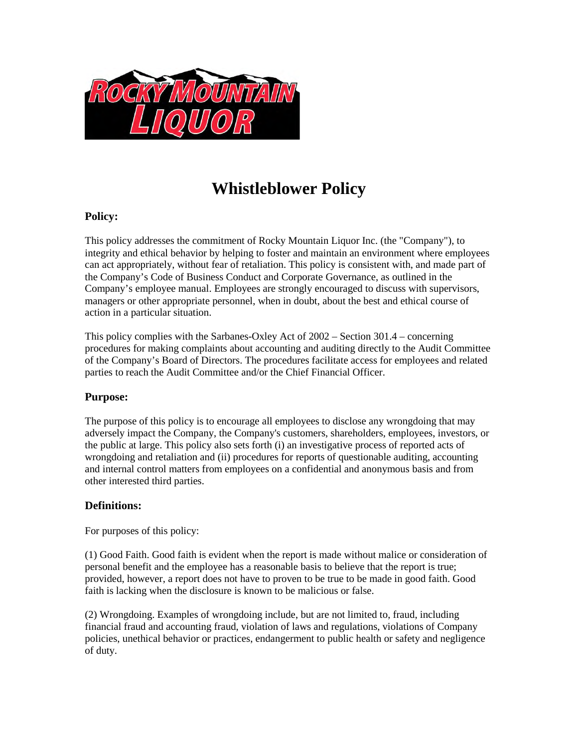# Whistleblower Policy

## Policy:

This policy addresses the commitment of Rocky Mountain Liquor Inc. (the "Company"), to integrity and ethical behavior by helping to foster and maintain an environment where employees can act appropriately, without fear of retaliation. This policy is consistent with, and made part of the Company's Code of Business Conduct and Corporate Governance, as outlined in the Company's employee manual. Employees are strongly encouraged to discuss with supervisors, managers or other appropriate personnel, when in doubt, about the best and ethical course of action in a particular situation.

This policy complies with the Sarbanes-Oxley Act of 2002 – Section 301.4 – concerning procedures for making complaints about accounting and auditing directly to the Audit Committee of the Company's Board of Directors. The procedures facilitate access for employees and related parties to reach the Audit Committee and/or the Chief Financial Officer.

## Purpose:

The purpose of this policy is to encourage all employees to disclose any wrongdoing that may adversely impact the Company, the Company's customers, shareholders, employees, investors, or the public at large. This policy also sets forth (i) an investigative process of reported acts of wrongdoing and retaliation and (ii) procedures for reports of questionable auditing, accounting and internal control matters from employees on a confidential and anonymous basis and from other interested third parties.

## Definitions:

For purposes of this policy:

(1) Good Faith. Good faith is evident when the report is made without malice or consideration of personal benefit and the employee has a reasonable basis to believe that the report is true; provided, however, a report does not have to proven to be true to be made in good faith. Good faith is lacking when the disclosure is known to be malicious or false.

(2) Wrongdoing. Examples of wrongdoing include, but are not limited to, fraud, including financial fraud and accounting fraud, violation of laws and regulations, violations of Company policies, unethical behavior or practices, endangerment to public health or safety and negligence of duty.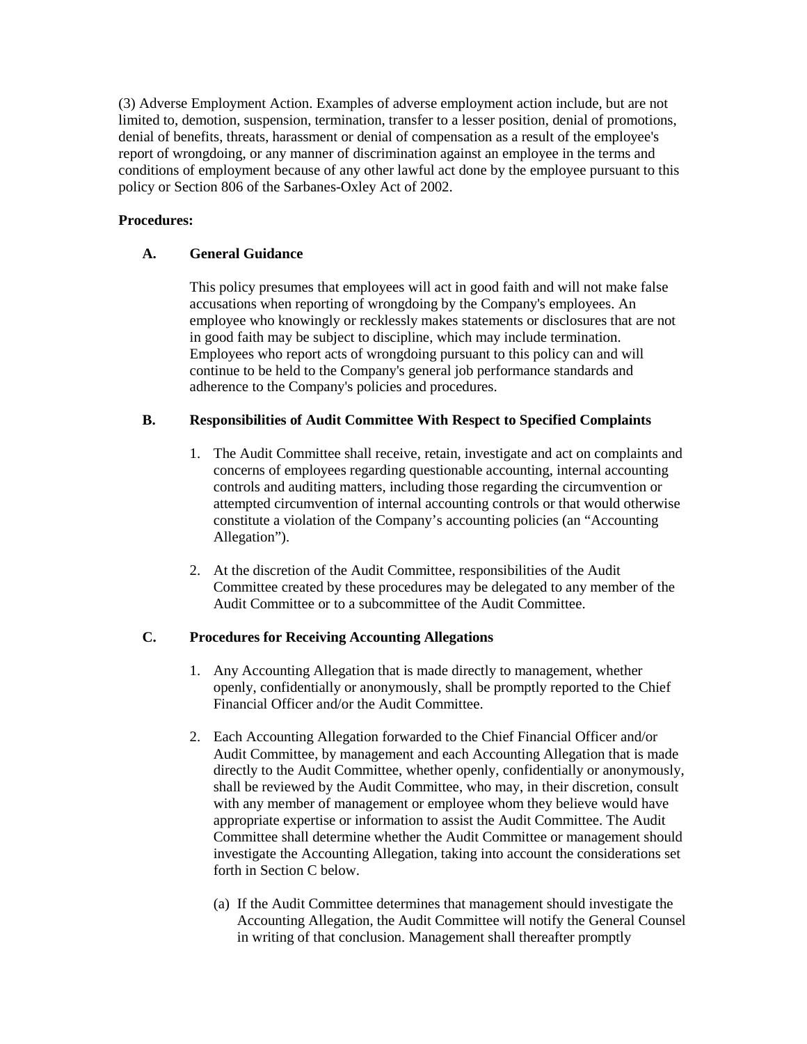(3) Adverse Employment Action. Examples of adverse employment action include, but are not limited to, demotion, suspension, termination, transfer to a lesser position, denial of promotions, denial of benefits, threats, harassment or denial of compensation as a result of the employee's report of wrongdoing, or any manner of discrimination against an employee in the terms and conditions of employment because of any other lawful act done by the employee pursuant to this policy or Section 806 of the Sarbanes-Oxley Act of 2002.

**Procedures:**

**A. General Guidance**

This policy presumes that employees will act in good faith and will not make false accusations when reporting of wrongdoing by the Company's employees. An employee who knowingly or recklessly makes statements or disclosures that are not in good faith may be subject to discipline, which may include termination. Employees who report acts of wrongdoing pursuant to this policy can and will continue to be held to the Company's general job performance standards and adherence to the Company's policies and procedures.

**B. Responsibilities of Audit Committee With Respect to Specified Complaints**

1. The Audit Committee shall receive, retain, investigate and act on complaints and concerns of employees regarding questionable accounting, internal accounting controls and auditing matters, including those regarding the circumvention or attempted circumvention of internal accounting controls or that would otherwise constitute a violation of the Company's accounting policies (an "Accounting Allegation").

2. At the discretion of the Audit Committee, responsibilities of the Audit Committee created by these procedures may be delegated to any member of the Audit Committee or to a subcommittee of the Audit Committee.

**C. Procedures for Receiving Accounting Allegations**

1. Any Accounting Allegation that is made directly to management, whether openly, confidentially or anonymously, shall be promptly reported to the Chief Financial Officer and/or the Audit Committee.

2. Each Accounting Allegation forwarded to the Chief Financial Officer and/or Audit Committee, by management and each Accounting Allegation that is made directly to the Audit Committee, whether openly, confidentially or anonymously, shall be reviewed by the Audit Committee, who may, in their discretion, consult with any member of management or employee whom they believe would have appropriate expertise or information to assist the Audit Committee. The Audit Committee shall determine whether the Audit Committee or management should investigate the Accounting Allegation, taking into account the considerations set forth in Section C below.

   (a) If the Audit Committee determines that management should investigate the Accounting Allegation, the Audit Committee will notify the General Counsel in writing of that conclusion. Management shall thereafter promptly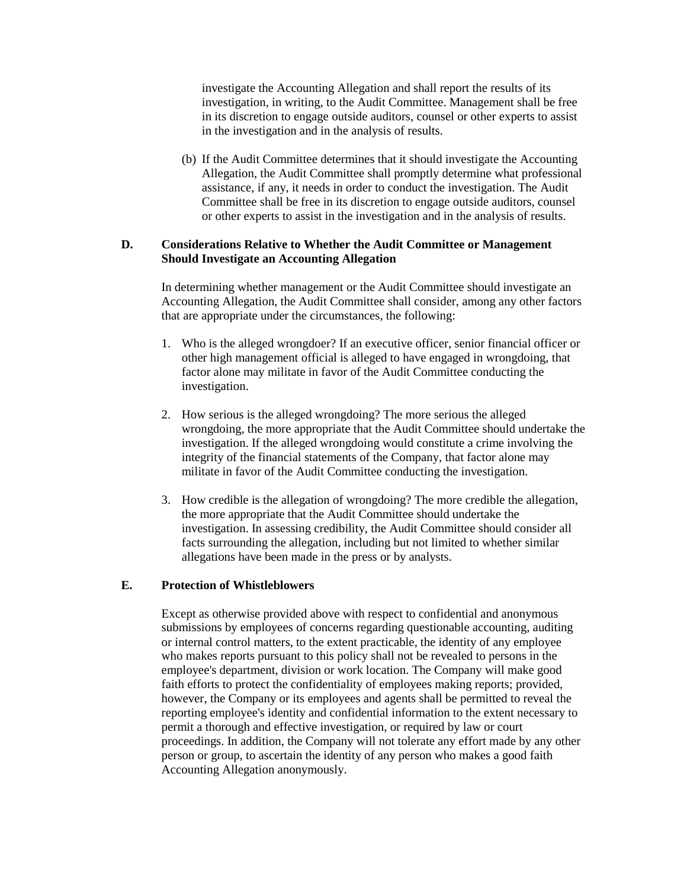investigate the Accounting Allegation and shall report the results of its investigation, in writing, to the Audit Committee. Management shall be free in its discretion to engage outside auditors, counsel or other experts to assist in the investigation and in the analysis of results.

(b) If the Audit Committee determines that it should investigate the Accounting Allegation, the Audit Committee shall promptly determine what professional assistance, if any, it needs in order to conduct the investigation. The Audit Committee shall be free in its discretion to engage outside auditors, counsel or other experts to assist in the investigation and in the analysis of results.

### D. Considerations Relative to Whether the Audit Committee or Management Should Investigate an Accounting Allegation

In determining whether management or the Audit Committee should investigate an Accounting Allegation, the Audit Committee shall consider, among any other factors that are appropriate under the circumstances, the following:

1. Who is the alleged wrongdoer? If an executive officer, senior financial officer or other high management official is alleged to have engaged in wrongdoing, that factor alone may militate in favor of the Audit Committee conducting the investigation.

2. How serious is the alleged wrongdoing? The more serious the alleged wrongdoing, the more appropriate that the Audit Committee should undertake the investigation. If the alleged wrongdoing would constitute a crime involving the integrity of the financial statements of the Company, that factor alone may militate in favor of the Audit Committee conducting the investigation.

3. How credible is the allegation of wrongdoing? The more credible the allegation, the more appropriate that the Audit Committee should undertake the investigation. In assessing credibility, the Audit Committee should consider all facts surrounding the allegation, including but not limited to whether similar allegations have been made in the press or by analysts.

### E. Protection of Whistleblowers

Except as otherwise provided above with respect to confidential and anonymous submissions by employees of concerns regarding questionable accounting, auditing or internal control matters, to the extent practicable, the identity of any employee who makes reports pursuant to this policy shall not be revealed to persons in the employee's department, division or work location. The Company will make good faith efforts to protect the confidentiality of employees making reports; provided, however, the Company or its employees and agents shall be permitted to reveal the reporting employee's identity and confidential information to the extent necessary to permit a thorough and effective investigation, or required by law or court proceedings. In addition, the Company will not tolerate any effort made by any other person or group, to ascertain the identity of any person who makes a good faith Accounting Allegation anonymously.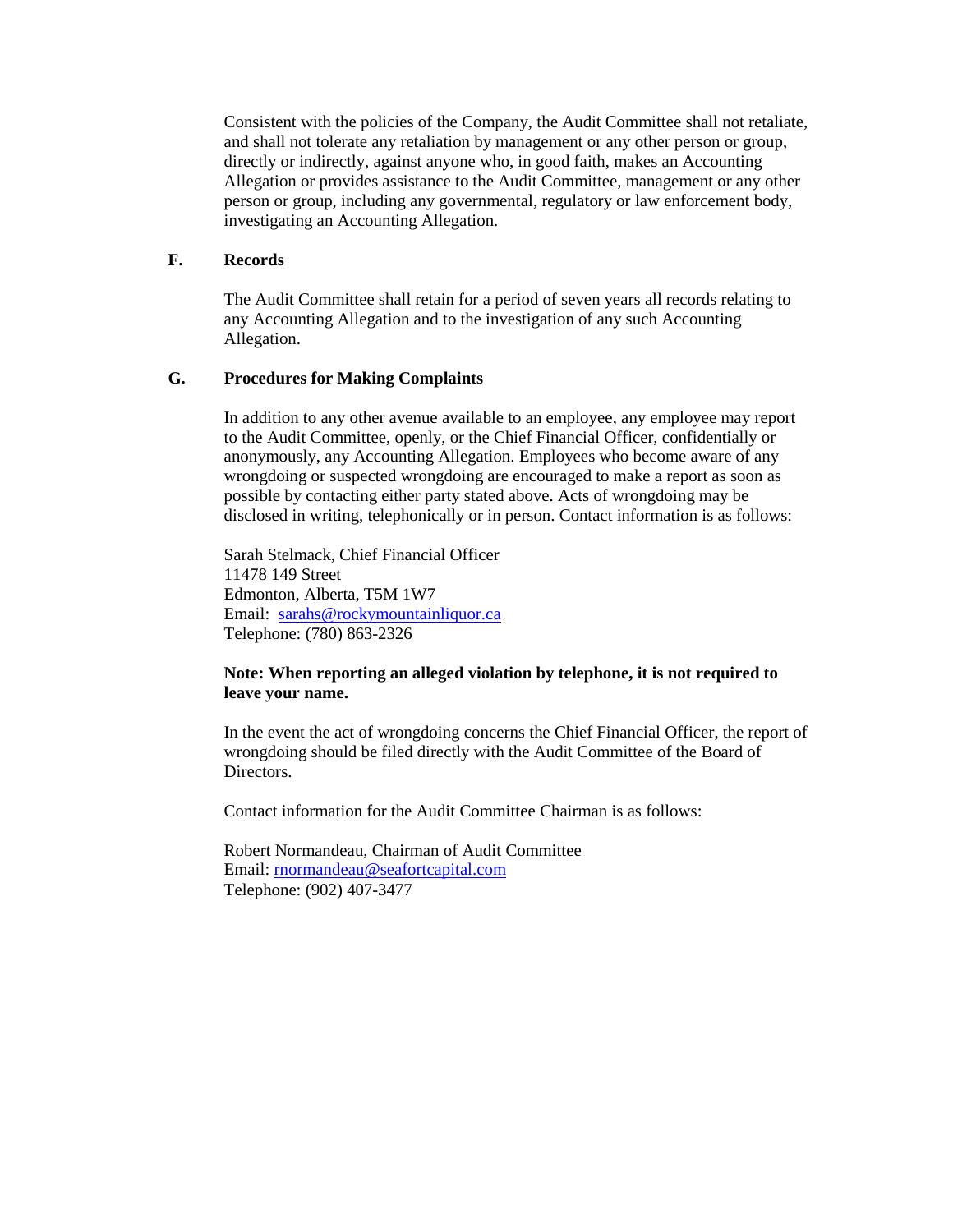Consistent with the policies of the Company, the Audit Committee shall not retaliate, and shall not tolerate any retaliation by management or any other person or group, directly or indirectly, against anyone who, in good faith, makes an Accounting Allegation or provides assistance to the Audit Committee, management or any other person or group, including any governmental, regulatory or law enforcement body, investigating an Accounting Allegation.

### F. Records

The Audit Committee shall retain for a period of seven years all records relating to any Accounting Allegation and to the investigation of any such Accounting Allegation.

### G. Procedures for Making Complaints

In addition to any other avenue available to an employee, any employee may report to the Audit Committee, openly, or the Chief Financial Officer, confidentially or anonymously, any Accounting Allegation. Employees who become aware of any wrongdoing or suspected wrongdoing are encouraged to make a report as soon as possible by contacting either party stated above. Acts of wrongdoing may be disclosed in writing, telephonically or in person. Contact information is as follows:

Sarah Stelmack, Chief Financial Officer  
11478 149 Street  
Edmonton, Alberta, T5M 1W7  
Email: sarahs@rockymountainliquor.ca  
Telephone: (780) 863-2326

**Note: When reporting an alleged violation by telephone, it is not required to leave your name.**

In the event the act of wrongdoing concerns the Chief Financial Officer, the report of wrongdoing should be filed directly with the Audit Committee of the Board of Directors.

Contact information for the Audit Committee Chairman is as follows:

Robert Normandeau, Chairman of Audit Committee  
Email: rnormandeau@seafortcapital.com  
Telephone: (902) 407-3477